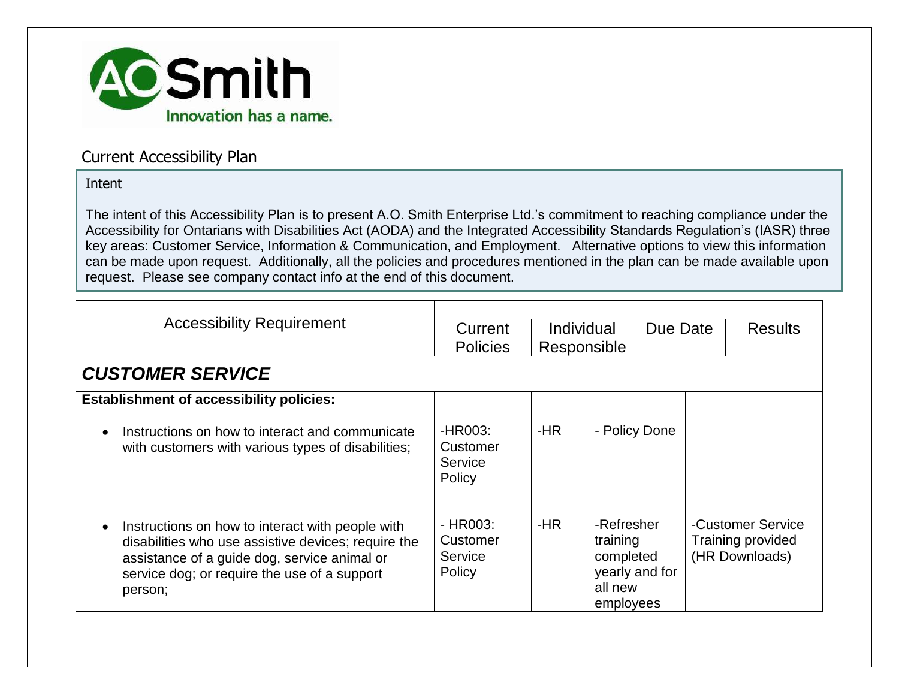Current Accessibility Plan

Intent

The intent of this Accessibility Plan is to present A.O. Smith Enterprise Ltd.'s commitment to reaching compliance under the Accessibility for Ontarians with Disabilities Act (AODA) and the Integrated Accessibility Standards Regulation's (IASR) three key areas: Customer Service, Information & Communication, and Employment. Alternative options to view this information can be made upon request. Additionally, all the policies and procedures mentioned in the plan can be made available upon request. Please see company contact info at the end of this document.

| Accessibility Requirement | Current Policies | Individual Responsible | Due Date | Results |
|---|---|---|---|---|
| ***CUSTOMER SERVICE*** | | | | |
| **Establishment of accessibility policies:** | | | | |
| • Instructions on how to interact and communicate with customers with various types of disabilities; | -HR003: Customer Service Policy | -HR | - Policy Done | |
| • Instructions on how to interact with people with disabilities who use assistive devices; require the assistance of a guide dog, service animal or service dog; or require the use of a support person; | - HR003: Customer Service Policy | -HR | -Refresher training completed yearly and for all new employees | -Customer Service Training provided (HR Downloads) |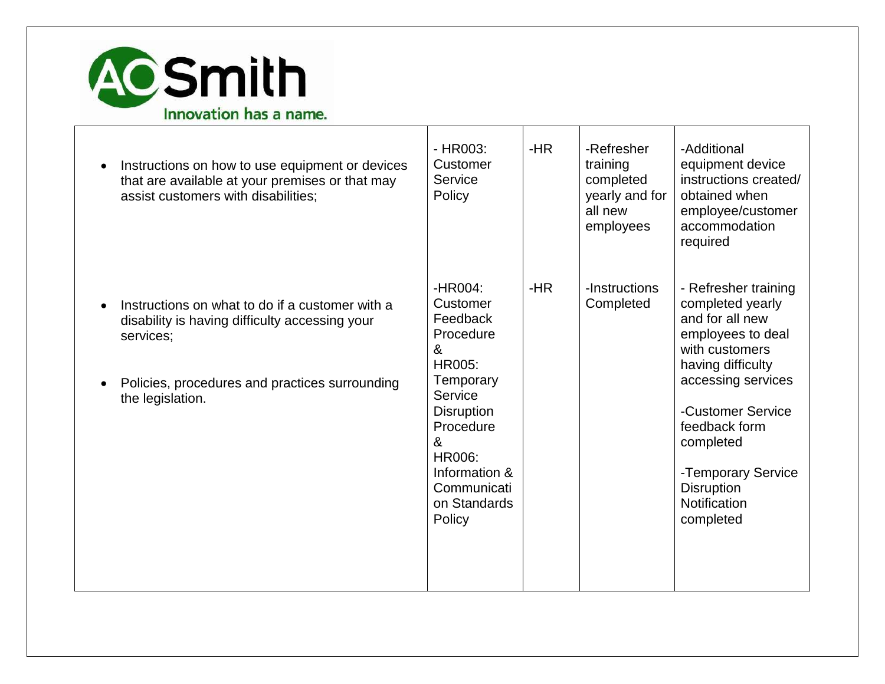| | | | | |
|---|---|---|---|---|
| • Instructions on how to use equipment or devices that are available at your premises or that may assist customers with disabilities; | - HR003: Customer Service Policy | -HR | -Refresher training completed yearly and for all new employees | -Additional equipment device instructions created/ obtained when employee/customer accommodation required |
| • Instructions on what to do if a customer with a disability is having difficulty accessing your services;<br><br>• Policies, procedures and practices surrounding the legislation. | -HR004: Customer Feedback Procedure & HR005: Temporary Service Disruption Procedure & HR006: Information & Communication Standards Policy | -HR | -Instructions Completed | - Refresher training completed yearly and for all new employees to deal with customers having difficulty accessing services<br><br>-Customer Service feedback form completed<br><br>-Temporary Service Disruption Notification completed |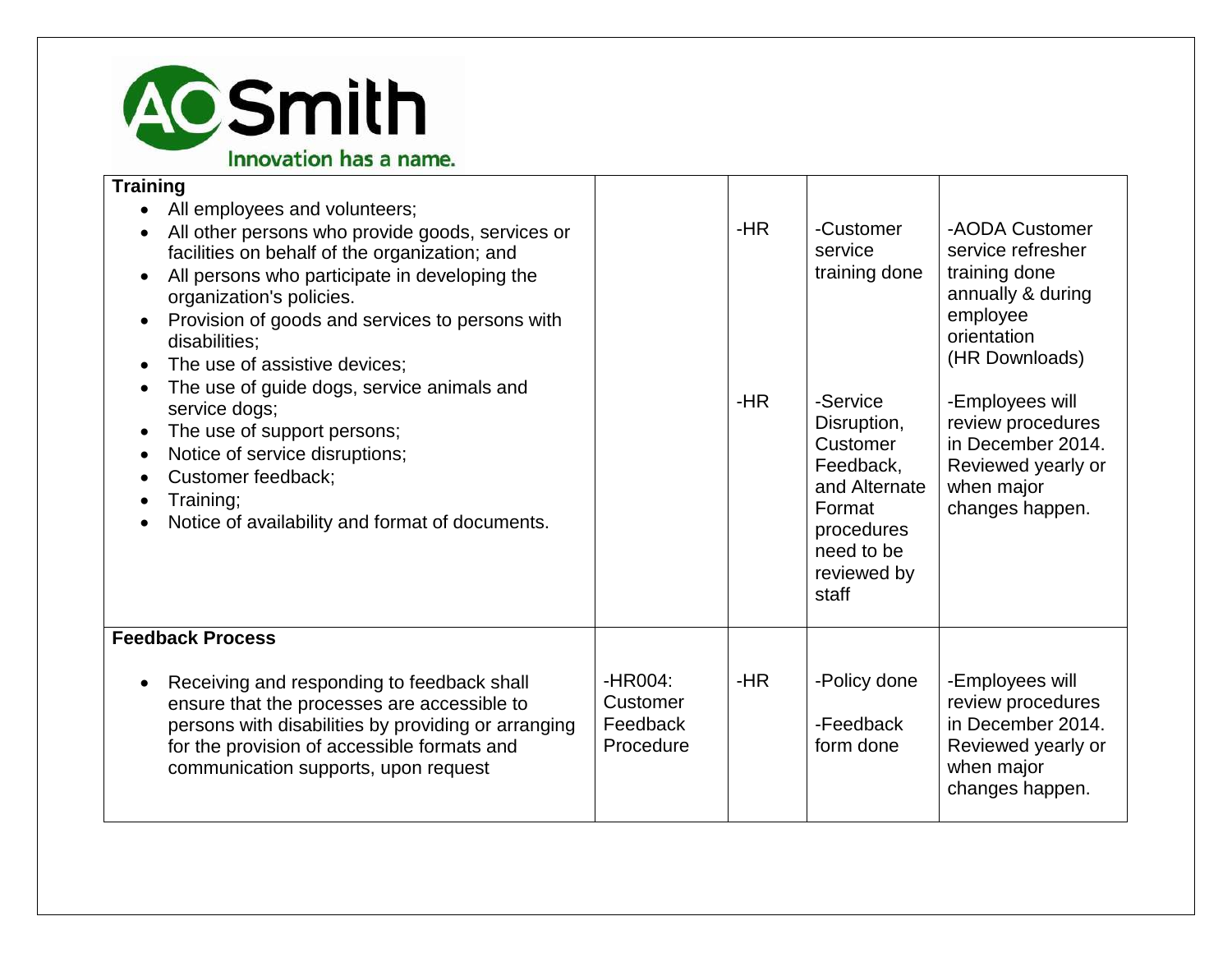| | | | | |
|---|---|---|---|---|
| **Training**<br>• All employees and volunteers;<br>• All other persons who provide goods, services or facilities on behalf of the organization; and<br>• All persons who participate in developing the organization's policies.<br>• Provision of goods and services to persons with disabilities;<br>• The use of assistive devices;<br>• The use of guide dogs, service animals and service dogs;<br>• The use of support persons;<br>• Notice of service disruptions;<br>• Customer feedback;<br>• Training;<br>• Notice of availability and format of documents. | | -HR<br><br>-HR | -Customer service training done<br><br>-Service Disruption, Customer Feedback, and Alternate Format procedures need to be reviewed by staff | -AODA Customer service refresher training done annually & during employee orientation (HR Downloads)<br><br>-Employees will review procedures in December 2014. Reviewed yearly or when major changes happen. |
| **Feedback Process**<br>• Receiving and responding to feedback shall ensure that the processes are accessible to persons with disabilities by providing or arranging for the provision of accessible formats and communication supports, upon request | -HR004: Customer Feedback Procedure | -HR | -Policy done<br><br>-Feedback form done | -Employees will review procedures in December 2014. Reviewed yearly or when major changes happen. |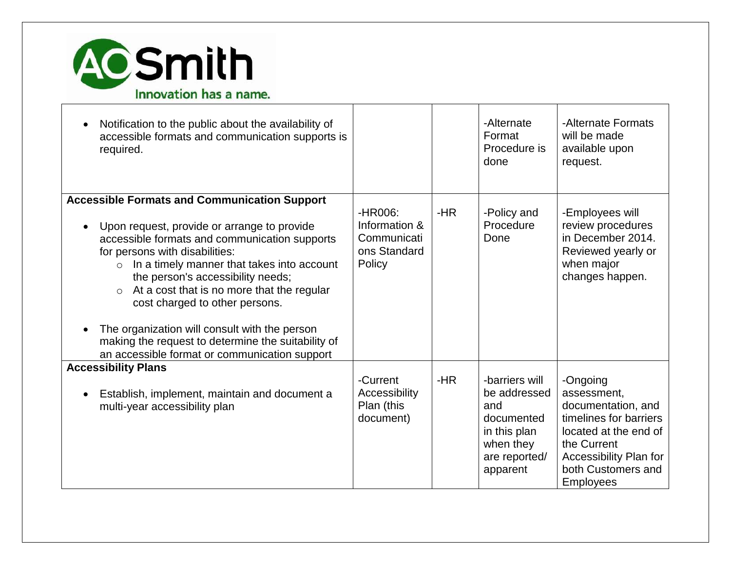| | | | | |
|---|---|---|---|---|
| • Notification to the public about the availability of accessible formats and communication supports is required. | | | -Alternate Format Procedure is done | -Alternate Formats will be made available upon request. |
| **Accessible Formats and Communication Support**<br><br>• Upon request, provide or arrange to provide accessible formats and communication supports for persons with disabilities:<br>  ○ In a timely manner that takes into account the person's accessibility needs;<br>  ○ At a cost that is no more that the regular cost charged to other persons.<br><br>• The organization will consult with the person making the request to determine the suitability of an accessible format or communication support | -HR006: Information & Communications Standard Policy | -HR | -Policy and Procedure Done | -Employees will review procedures in December 2014. Reviewed yearly or when major changes happen. |
| **Accessibility Plans**<br><br>• Establish, implement, maintain and document a multi-year accessibility plan | -Current Accessibility Plan (this document) | -HR | -barriers will be addressed and documented in this plan when they are reported/ apparent | -Ongoing assessment, documentation, and timelines for barriers located at the end of the Current Accessibility Plan for both Customers and Employees |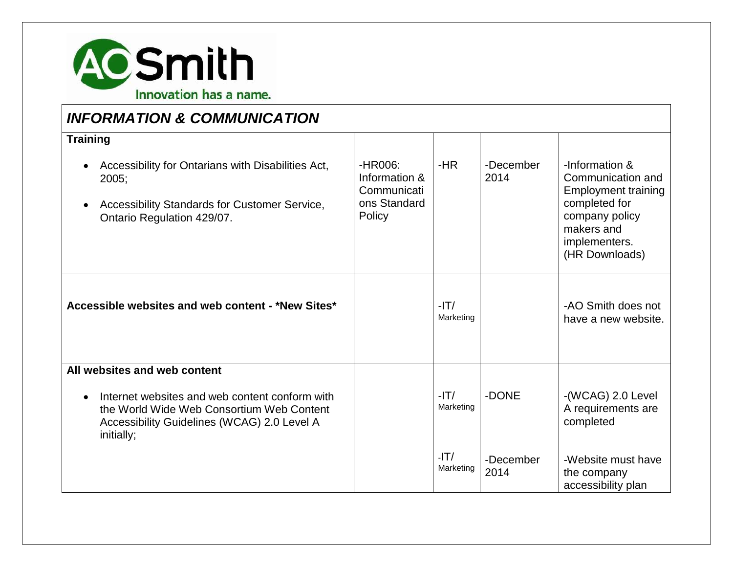AO Smith

Innovation has a name.

## *INFORMATION & COMMUNICATION*

| | | | | |
|---|---|---|---|---|
| **Training**<br><br>• Accessibility for Ontarians with Disabilities Act, 2005;<br>• Accessibility Standards for Customer Service, Ontario Regulation 429/07. | -HR006: Information & Communications Standard Policy | -HR | -December 2014 | -Information & Communication and Employment training completed for company policy makers and implementers. (HR Downloads) |
| **Accessible websites and web content - *New Sites*** | | -IT/ Marketing | | -AO Smith does not have a new website. |
| **All websites and web content**<br><br>• Internet websites and web content conform with the World Wide Web Consortium Web Content Accessibility Guidelines (WCAG) 2.0 Level A initially; | | -IT/ Marketing | -DONE | -(WCAG) 2.0 Level A requirements are completed |
| | | -IT/ Marketing | -December 2014 | -Website must have the company accessibility plan |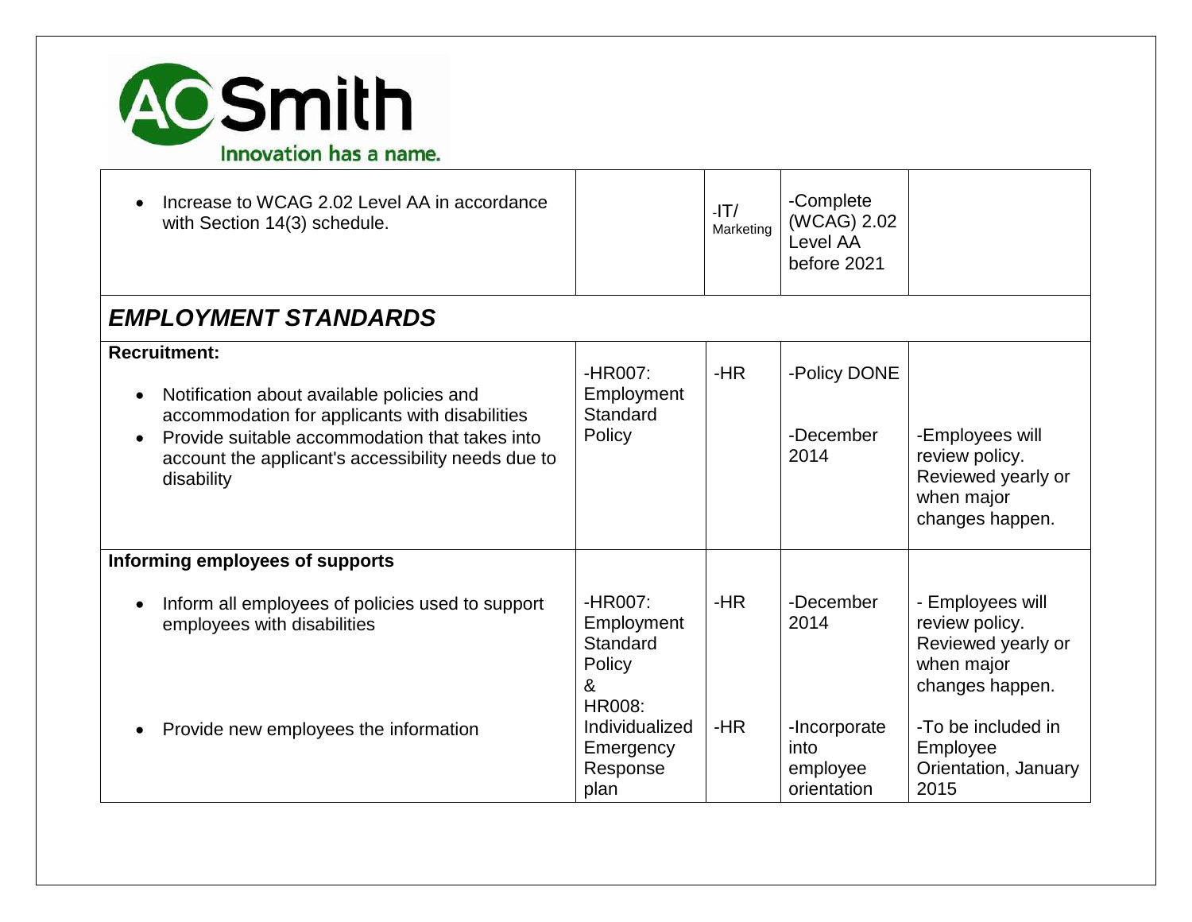| | | | | |
|---|---|---|---|---|
| • Increase to WCAG 2.02 Level AA in accordance with Section 14(3) schedule. | | -IT/ Marketing | -Complete (WCAG) 2.02 Level AA before 2021 | |
| ***EMPLOYMENT STANDARDS*** | | | | |
| **Recruitment:** <br> • Notification about available policies and accommodation for applicants with disabilities <br> • Provide suitable accommodation that takes into account the applicant's accessibility needs due to disability | -HR007: Employment Standard Policy | -HR | -Policy DONE <br><br> -December 2014 | -Employees will review policy. Reviewed yearly or when major changes happen. |
| **Informing employees of supports** <br> • Inform all employees of policies used to support employees with disabilities <br><br> • Provide new employees the information | -HR007: Employment Standard Policy & HR008: Individualized Emergency Response plan | -HR <br><br> -HR | -December 2014 <br><br> -Incorporate into employee orientation | - Employees will review policy. Reviewed yearly or when major changes happen. <br><br> -To be included in Employee Orientation, January 2015 |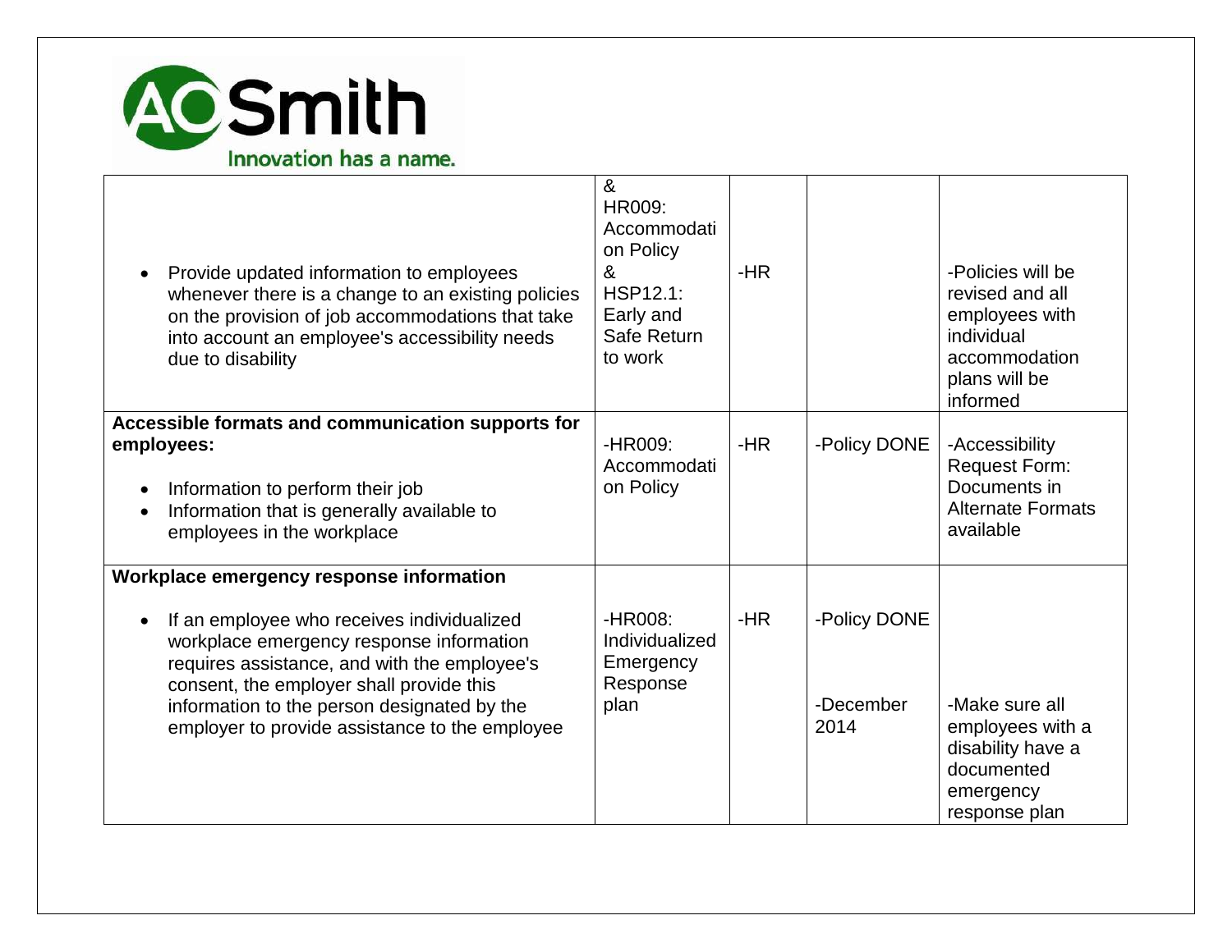| | | | | |
|---|---|---|---|---|
| • Provide updated information to employees whenever there is a change to an existing policies on the provision of job accommodations that take into account an employee's accessibility needs due to disability | & HR009: Accommodation Policy & HSP12.1: Early and Safe Return to work | -HR | | -Policies will be revised and all employees with individual accommodation plans will be informed |
| **Accessible formats and communication supports for employees:** <br> • Information to perform their job <br> • Information that is generally available to employees in the workplace | -HR009: Accommodation Policy | -HR | -Policy DONE | -Accessibility Request Form: Documents in Alternate Formats available |
| **Workplace emergency response information** <br> • If an employee who receives individualized workplace emergency response information requires assistance, and with the employee's consent, the employer shall provide this information to the person designated by the employer to provide assistance to the employee | -HR008: Individualized Emergency Response plan | -HR | -Policy DONE <br> -December 2014 | -Make sure all employees with a disability have a documented emergency response plan |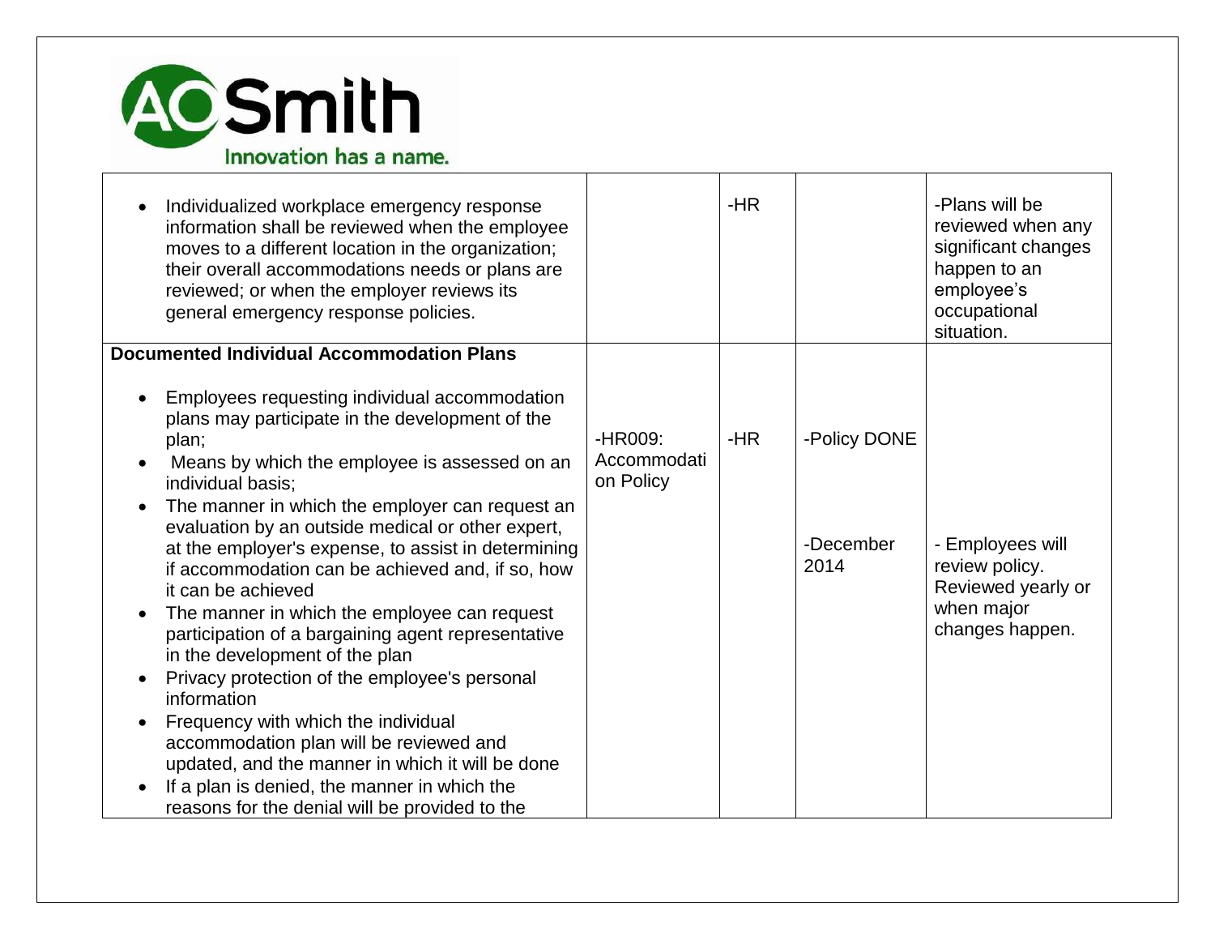| | | | | |
|---|---|---|---|---|
| • Individualized workplace emergency response information shall be reviewed when the employee moves to a different location in the organization; their overall accommodations needs or plans are reviewed; or when the employer reviews its general emergency response policies. | | -HR | | -Plans will be reviewed when any significant changes happen to an employee's occupational situation. |
| **Documented Individual Accommodation Plans**<br><br>• Employees requesting individual accommodation plans may participate in the development of the plan;<br>• Means by which the employee is assessed on an individual basis;<br>• The manner in which the employer can request an evaluation by an outside medical or other expert, at the employer's expense, to assist in determining if accommodation can be achieved and, if so, how it can be achieved<br>• The manner in which the employee can request participation of a bargaining agent representative in the development of the plan<br>• Privacy protection of the employee's personal information<br>• Frequency with which the individual accommodation plan will be reviewed and updated, and the manner in which it will be done<br>• If a plan is denied, the manner in which the reasons for the denial will be provided to the | -HR009: Accommodation Policy | -HR | -Policy DONE<br><br>-December 2014 | - Employees will review policy. Reviewed yearly or when major changes happen. |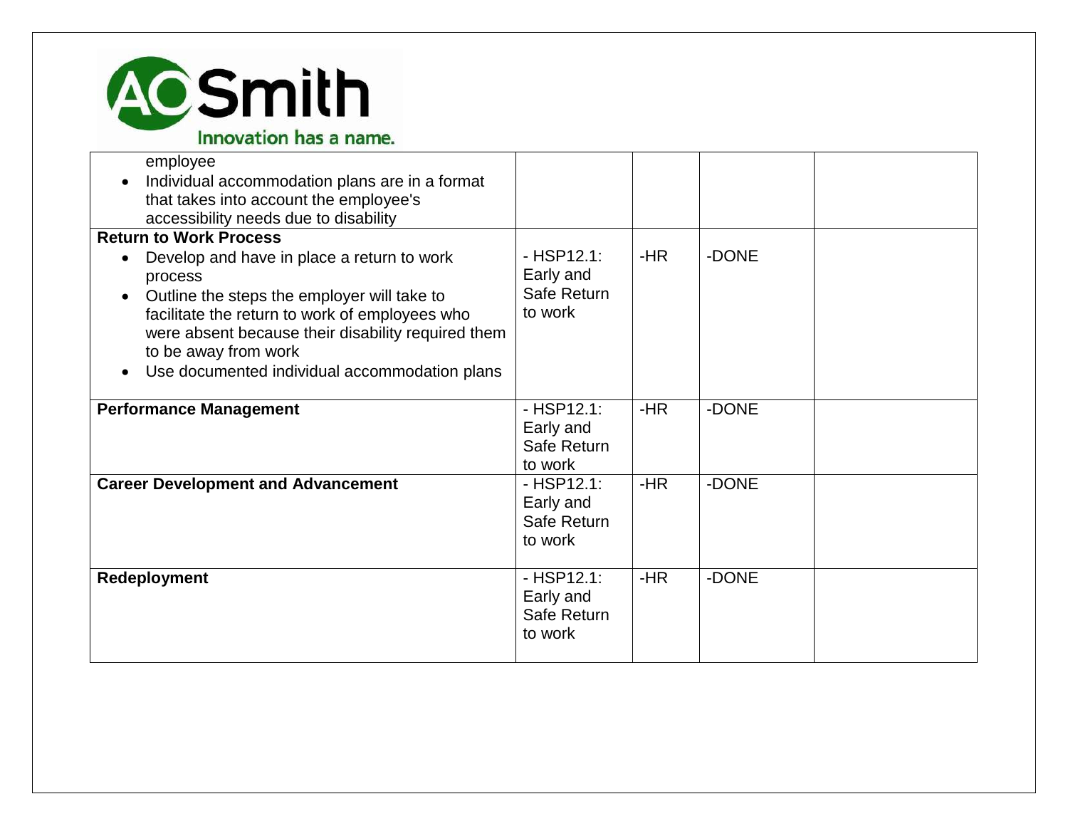| | | | | |
|---|---|---|---|---|
| employee<br>• Individual accommodation plans are in a format that takes into account the employee's accessibility needs due to disability | | | | |
| **Return to Work Process**<br>• Develop and have in place a return to work process<br>• Outline the steps the employer will take to facilitate the return to work of employees who were absent because their disability required them to be away from work<br>• Use documented individual accommodation plans | - HSP12.1: Early and Safe Return to work | -HR | -DONE | |
| **Performance Management** | - HSP12.1: Early and Safe Return to work | -HR | -DONE | |
| **Career Development and Advancement** | - HSP12.1: Early and Safe Return to work | -HR | -DONE | |
| **Redeployment** | - HSP12.1: Early and Safe Return to work | -HR | -DONE | |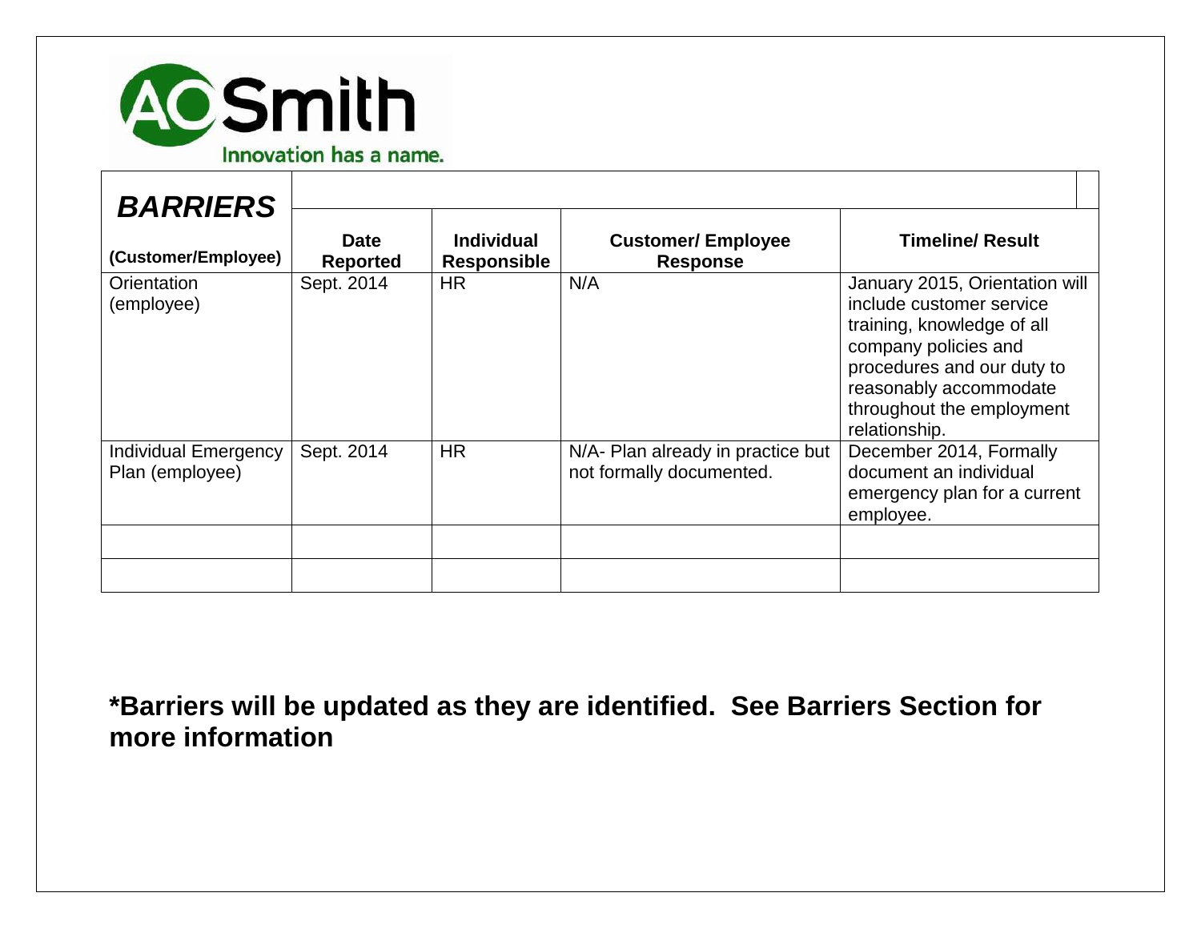| ***BARRIERS*** (Customer/Employee) | Date Reported | Individual Responsible | Customer/ Employee Response | Timeline/ Result |
|---|---|---|---|---|
| Orientation (employee) | Sept. 2014 | HR | N/A | January 2015, Orientation will include customer service training, knowledge of all company policies and procedures and our duty to reasonably accommodate throughout the employment relationship. |
| Individual Emergency Plan (employee) | Sept. 2014 | HR | N/A- Plan already in practice but not formally documented. | December 2014, Formally document an individual emergency plan for a current employee. |
| | | | | |
| | | | | |

**\*Barriers will be updated as they are identified. See Barriers Section for more information**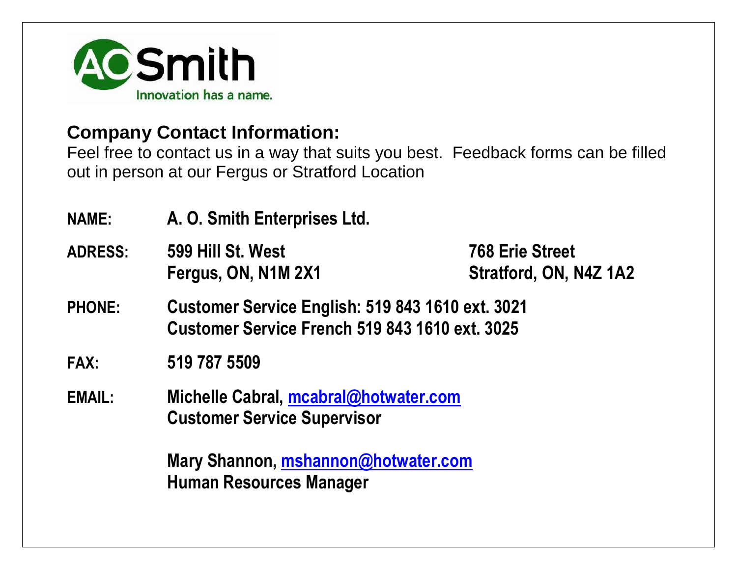A O Smith
Innovation has a name.

## Company Contact Information:

Feel free to contact us in a way that suits you best. Feedback forms can be filled out in person at our Fergus or Stratford Location

**NAME:** **A. O. Smith Enterprises Ltd.**

**ADRESS:** **599 Hill St. West**
**Fergus, ON, N1M 2X1**

**768 Erie Street**
**Stratford, ON, N4Z 1A2**

**PHONE:** **Customer Service English: 519 843 1610 ext. 3021**
**Customer Service French 519 843 1610 ext. 3025**

**FAX:** **519 787 5509**

**EMAIL:** **Michelle Cabral, mcabral@hotwater.com**
**Customer Service Supervisor**

**Mary Shannon, mshannon@hotwater.com**
**Human Resources Manager**